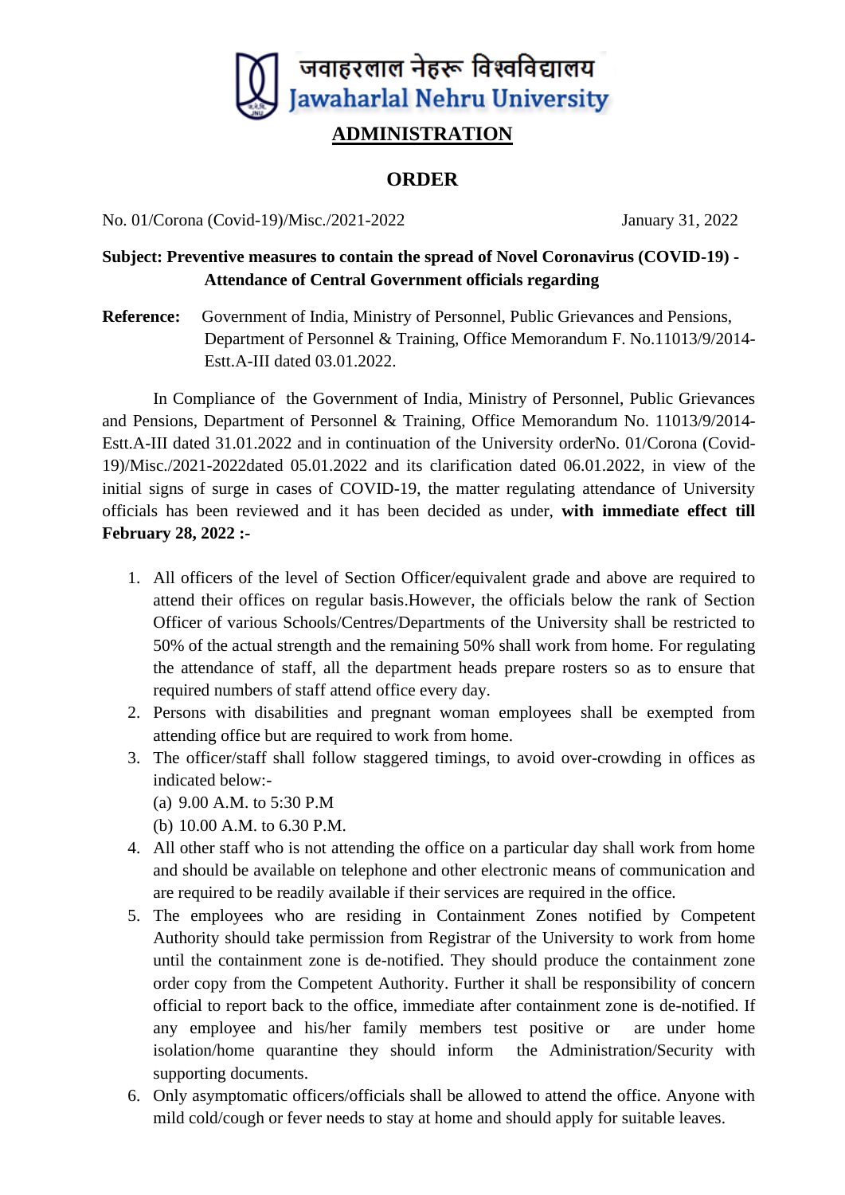जवाहरलाल नेहरू विश्वविद्यालय
Jawaharlal Nehru University

# ADMINISTRATION

## ORDER

No. 01/Corona (Covid-19)/Misc./2021-2022 January 31, 2022

**Subject: Preventive measures to contain the spread of Novel Coronavirus (COVID-19) - Attendance of Central Government officials regarding**

**Reference:** Government of India, Ministry of Personnel, Public Grievances and Pensions, Department of Personnel & Training, Office Memorandum F. No.11013/9/2014-Estt.A-III dated 03.01.2022.

In Compliance of the Government of India, Ministry of Personnel, Public Grievances and Pensions, Department of Personnel & Training, Office Memorandum No. 11013/9/2014-Estt.A-III dated 31.01.2022 and in continuation of the University orderNo. 01/Corona (Covid-19)/Misc./2021-2022dated 05.01.2022 and its clarification dated 06.01.2022, in view of the initial signs of surge in cases of COVID-19, the matter regulating attendance of University officials has been reviewed and it has been decided as under, **with immediate effect till February 28, 2022 :-**

1. All officers of the level of Section Officer/equivalent grade and above are required to attend their offices on regular basis.However, the officials below the rank of Section Officer of various Schools/Centres/Departments of the University shall be restricted to 50% of the actual strength and the remaining 50% shall work from home. For regulating the attendance of staff, all the department heads prepare rosters so as to ensure that required numbers of staff attend office every day.
2. Persons with disabilities and pregnant woman employees shall be exempted from attending office but are required to work from home.
3. The officer/staff shall follow staggered timings, to avoid over-crowding in offices as indicated below:-
   (a) 9.00 A.M. to 5:30 P.M
   (b) 10.00 A.M. to 6.30 P.M.
4. All other staff who is not attending the office on a particular day shall work from home and should be available on telephone and other electronic means of communication and are required to be readily available if their services are required in the office.
5. The employees who are residing in Containment Zones notified by Competent Authority should take permission from Registrar of the University to work from home until the containment zone is de-notified. They should produce the containment zone order copy from the Competent Authority. Further it shall be responsibility of concern official to report back to the office, immediate after containment zone is de-notified. If any employee and his/her family members test positive or are under home isolation/home quarantine they should inform the Administration/Security with supporting documents.
6. Only asymptomatic officers/officials shall be allowed to attend the office. Anyone with mild cold/cough or fever needs to stay at home and should apply for suitable leaves.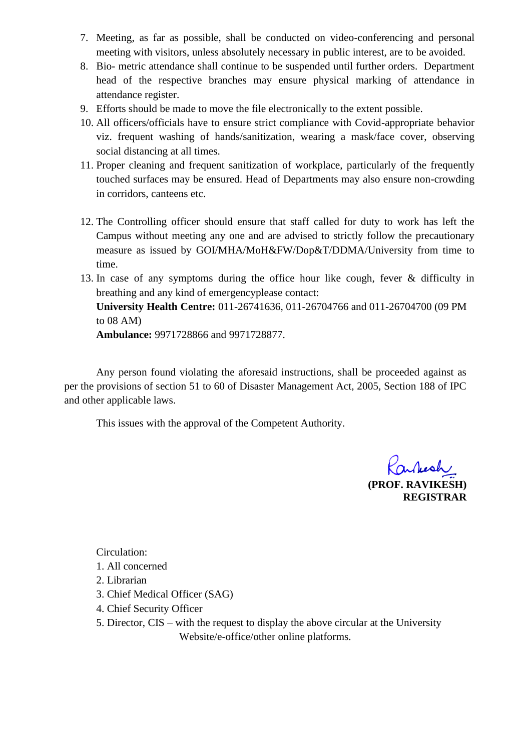7. Meeting, as far as possible, shall be conducted on video-conferencing and personal meeting with visitors, unless absolutely necessary in public interest, are to be avoided.
8. Bio- metric attendance shall continue to be suspended until further orders. Department head of the respective branches may ensure physical marking of attendance in attendance register.
9. Efforts should be made to move the file electronically to the extent possible.
10. All officers/officials have to ensure strict compliance with Covid-appropriate behavior viz. frequent washing of hands/sanitization, wearing a mask/face cover, observing social distancing at all times.
11. Proper cleaning and frequent sanitization of workplace, particularly of the frequently touched surfaces may be ensured. Head of Departments may also ensure non-crowding in corridors, canteens etc.
12. The Controlling officer should ensure that staff called for duty to work has left the Campus without meeting any one and are advised to strictly follow the precautionary measure as issued by GOI/MHA/MoH&FW/Dop&T/DDMA/University from time to time.
13. In case of any symptoms during the office hour like cough, fever & difficulty in breathing and any kind of emergencyplease contact:
    **University Health Centre:** 011-26741636, 011-26704766 and 011-26704700 (09 PM to 08 AM)
    **Ambulance:** 9971728866 and 9971728877.

Any person found violating the aforesaid instructions, shall be proceeded against as per the provisions of section 51 to 60 of Disaster Management Act, 2005, Section 188 of IPC and other applicable laws.

This issues with the approval of the Competent Authority.

**(PROF. RAVIKESH)**
**REGISTRAR**

Circulation:
1. All concerned
2. Librarian
3. Chief Medical Officer (SAG)
4. Chief Security Officer
5. Director, CIS – with the request to display the above circular at the University Website/e-office/other online platforms.